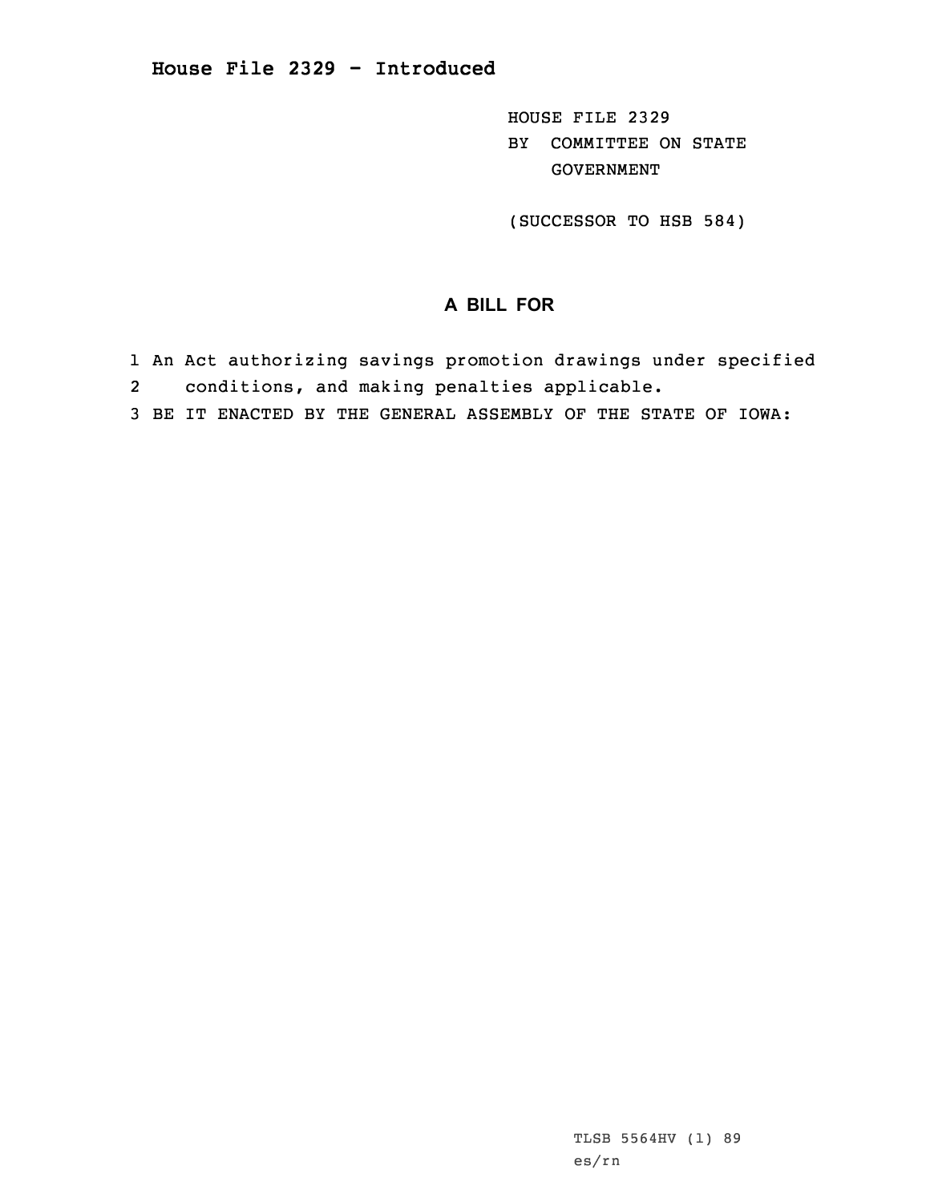# House File 2329 - Introduced

HOUSE FILE 2329
BY COMMITTEE ON STATE GOVERNMENT

(SUCCESSOR TO HSB 584)

## A BILL FOR

1 An Act authorizing savings promotion drawings under specified
2 conditions, and making penalties applicable.
3 BE IT ENACTED BY THE GENERAL ASSEMBLY OF THE STATE OF IOWA:

TLSB 5564HV (1) 89
es/rn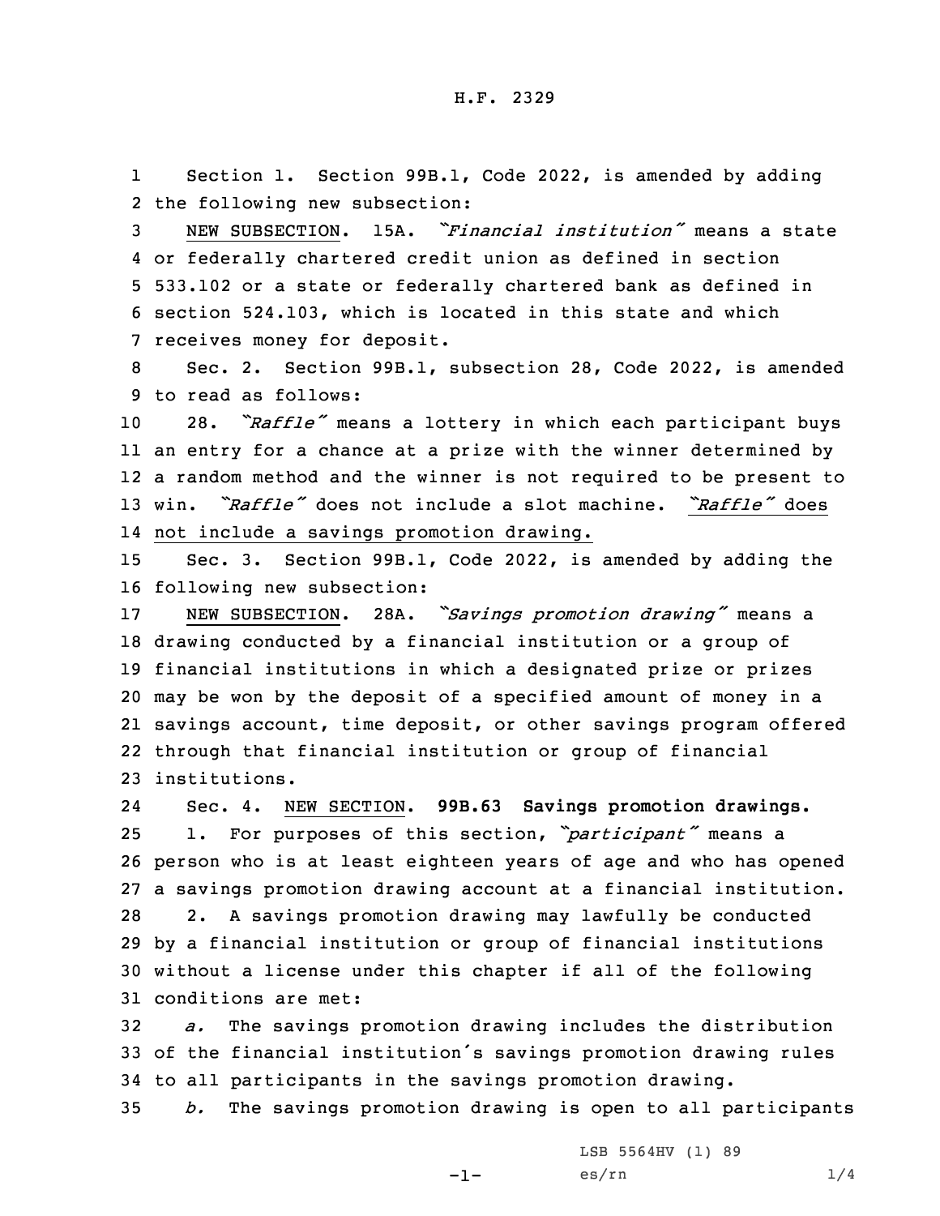H.F. 2329

Section 1. Section 99B.1, Code 2022, is amended by adding the following new subsection:

NEW SUBSECTION. 15A. *"Financial institution"* means a state or federally chartered credit union as defined in section 533.102 or a state or federally chartered bank as defined in section 524.103, which is located in this state and which receives money for deposit.

Sec. 2. Section 99B.1, subsection 28, Code 2022, is amended to read as follows:

28. *"Raffle"* means a lottery in which each participant buys an entry for a chance at a prize with the winner determined by a random method and the winner is not required to be present to win. *"Raffle"* does not include a slot machine. *"Raffle"* does not include a savings promotion drawing.

Sec. 3. Section 99B.1, Code 2022, is amended by adding the following new subsection:

NEW SUBSECTION. 28A. *"Savings promotion drawing"* means a drawing conducted by a financial institution or a group of financial institutions in which a designated prize or prizes may be won by the deposit of a specified amount of money in a savings account, time deposit, or other savings program offered through that financial institution or group of financial institutions.

Sec. 4. NEW SECTION. **99B.63 Savings promotion drawings.**

1. For purposes of this section, *"participant"* means a person who is at least eighteen years of age and who has opened a savings promotion drawing account at a financial institution.

2. A savings promotion drawing may lawfully be conducted by a financial institution or group of financial institutions without a license under this chapter if all of the following conditions are met:

*a.* The savings promotion drawing includes the distribution of the financial institution's savings promotion drawing rules to all participants in the savings promotion drawing.

*b.* The savings promotion drawing is open to all participants

LSB 5564HV (1) 89

es/rn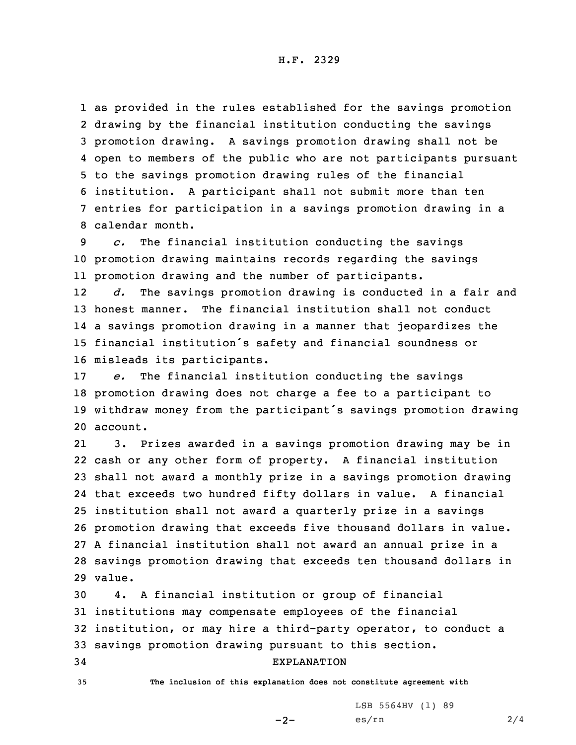as provided in the rules established for the savings promotion drawing by the financial institution conducting the savings promotion drawing. A savings promotion drawing shall not be open to members of the public who are not participants pursuant to the savings promotion drawing rules of the financial institution. A participant shall not submit more than ten entries for participation in a savings promotion drawing in a calendar month.

*c.* The financial institution conducting the savings promotion drawing maintains records regarding the savings promotion drawing and the number of participants.

*d.* The savings promotion drawing is conducted in a fair and honest manner. The financial institution shall not conduct a savings promotion drawing in a manner that jeopardizes the financial institution's safety and financial soundness or misleads its participants.

*e.* The financial institution conducting the savings promotion drawing does not charge a fee to a participant to withdraw money from the participant's savings promotion drawing account.

3. Prizes awarded in a savings promotion drawing may be in cash or any other form of property. A financial institution shall not award a monthly prize in a savings promotion drawing that exceeds two hundred fifty dollars in value. A financial institution shall not award a quarterly prize in a savings promotion drawing that exceeds five thousand dollars in value. A financial institution shall not award an annual prize in a savings promotion drawing that exceeds ten thousand dollars in value.

4. A financial institution or group of financial institutions may compensate employees of the financial institution, or may hire a third-party operator, to conduct a savings promotion drawing pursuant to this section.

EXPLANATION

The inclusion of this explanation does not constitute agreement with

LSB 5564HV (1) 89
es/rn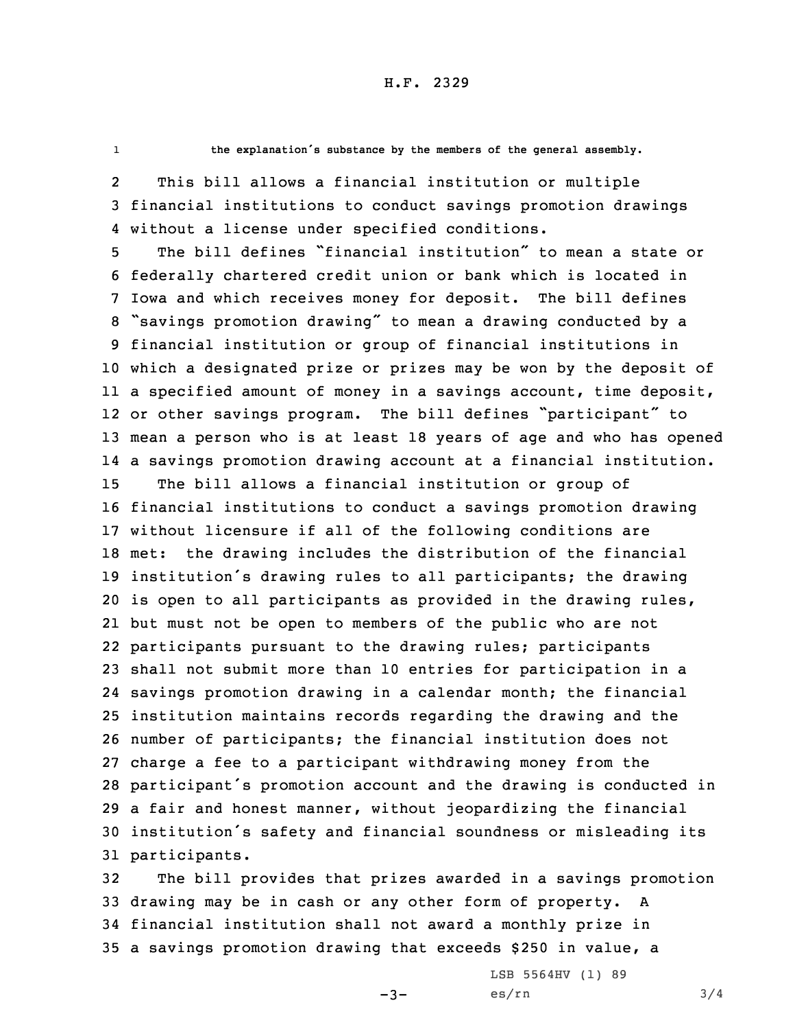the explanation's substance by the members of the general assembly.

This bill allows a financial institution or multiple financial institutions to conduct savings promotion drawings without a license under specified conditions.

The bill defines "financial institution" to mean a state or federally chartered credit union or bank which is located in Iowa and which receives money for deposit. The bill defines "savings promotion drawing" to mean a drawing conducted by a financial institution or group of financial institutions in which a designated prize or prizes may be won by the deposit of a specified amount of money in a savings account, time deposit, or other savings program. The bill defines "participant" to mean a person who is at least 18 years of age and who has opened a savings promotion drawing account at a financial institution.

The bill allows a financial institution or group of financial institutions to conduct a savings promotion drawing without licensure if all of the following conditions are met: the drawing includes the distribution of the financial institution's drawing rules to all participants; the drawing is open to all participants as provided in the drawing rules, but must not be open to members of the public who are not participants pursuant to the drawing rules; participants shall not submit more than 10 entries for participation in a savings promotion drawing in a calendar month; the financial institution maintains records regarding the drawing and the number of participants; the financial institution does not charge a fee to a participant withdrawing money from the participant's promotion account and the drawing is conducted in a fair and honest manner, without jeopardizing the financial institution's safety and financial soundness or misleading its participants.

The bill provides that prizes awarded in a savings promotion drawing may be in cash or any other form of property. A financial institution shall not award a monthly prize in a savings promotion drawing that exceeds $250 in value, a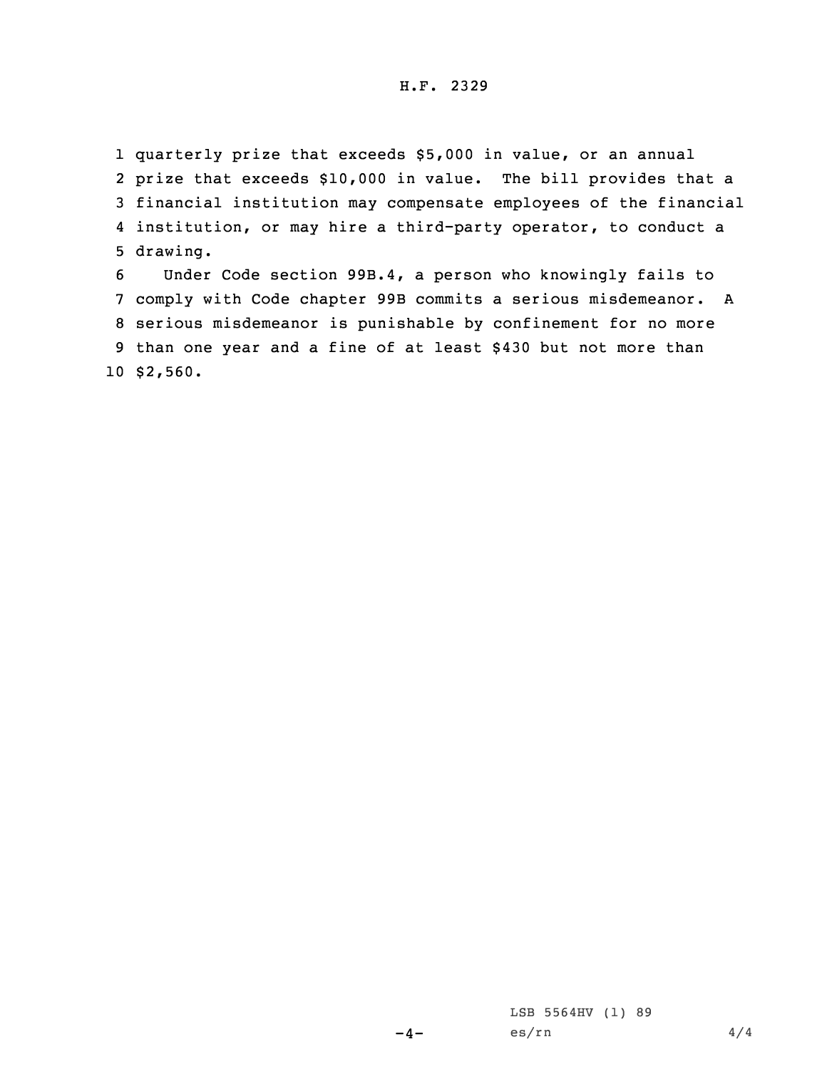quarterly prize that exceeds $5,000 in value, or an annual prize that exceeds $10,000 in value. The bill provides that a financial institution may compensate employees of the financial institution, or may hire a third-party operator, to conduct a drawing.

Under Code section 99B.4, a person who knowingly fails to comply with Code chapter 99B commits a serious misdemeanor. A serious misdemeanor is punishable by confinement for no more than one year and a fine of at least $430 but not more than $2,560.